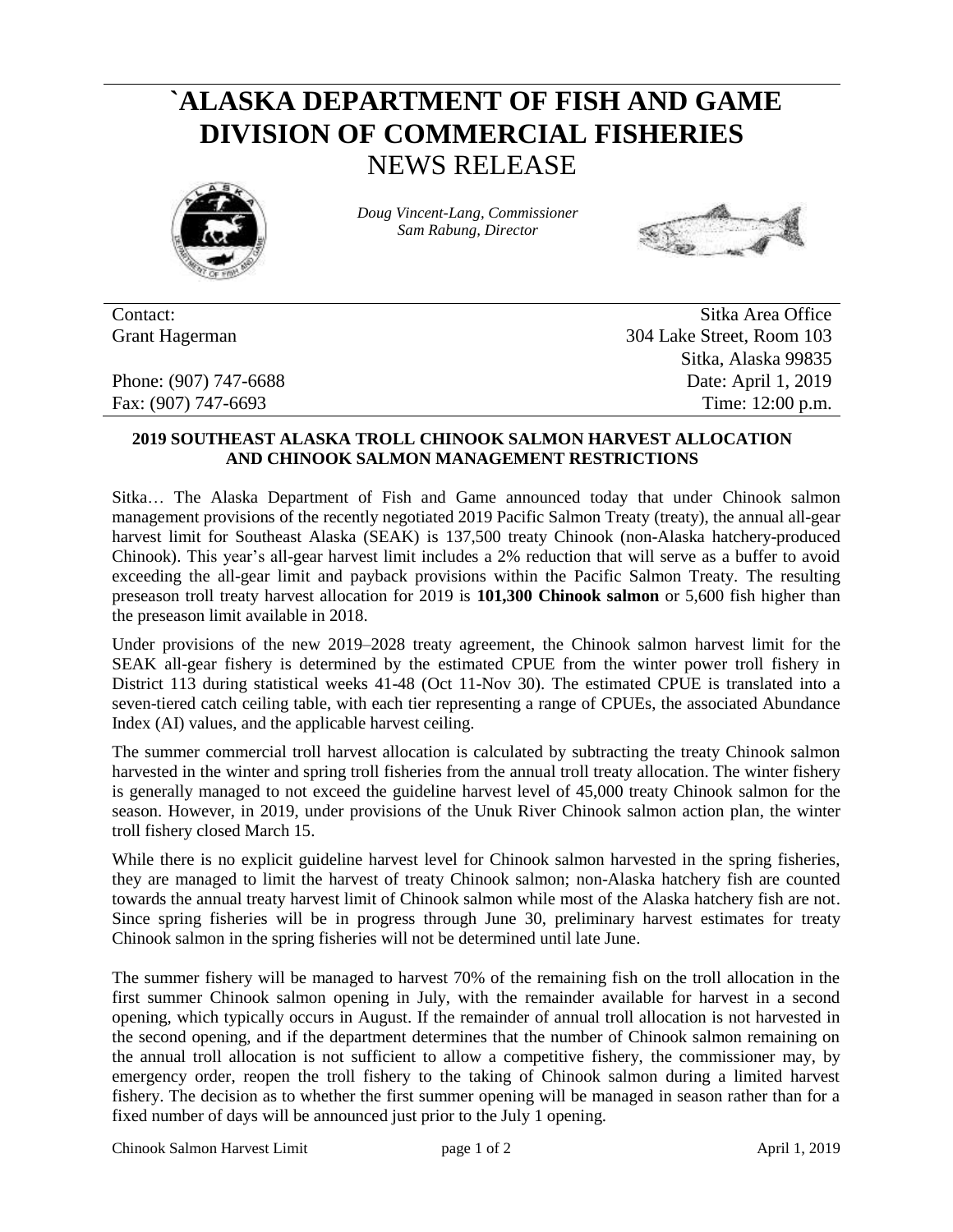# `ALASKA DEPARTMENT OF FISH AND GAME DIVISION OF COMMERCIAL FISHERIES

## NEWS RELEASE

*Doug Vincent-Lang, Commissioner*
*Sam Rabung, Director*

| | |
|---|---|
| Contact: | Sitka Area Office |
| Grant Hagerman | 304 Lake Street, Room 103 |
| | Sitka, Alaska 99835 |
| Phone: (907) 747-6688 | Date: April 1, 2019 |
| Fax: (907) 747-6693 | Time: 12:00 p.m. |

### 2019 SOUTHEAST ALASKA TROLL CHINOOK SALMON HARVEST ALLOCATION AND CHINOOK SALMON MANAGEMENT RESTRICTIONS

Sitka… The Alaska Department of Fish and Game announced today that under Chinook salmon management provisions of the recently negotiated 2019 Pacific Salmon Treaty (treaty), the annual all-gear harvest limit for Southeast Alaska (SEAK) is 137,500 treaty Chinook (non-Alaska hatchery-produced Chinook). This year's all-gear harvest limit includes a 2% reduction that will serve as a buffer to avoid exceeding the all-gear limit and payback provisions within the Pacific Salmon Treaty. The resulting preseason troll treaty harvest allocation for 2019 is **101,300 Chinook salmon** or 5,600 fish higher than the preseason limit available in 2018.

Under provisions of the new 2019–2028 treaty agreement, the Chinook salmon harvest limit for the SEAK all-gear fishery is determined by the estimated CPUE from the winter power troll fishery in District 113 during statistical weeks 41-48 (Oct 11-Nov 30). The estimated CPUE is translated into a seven-tiered catch ceiling table, with each tier representing a range of CPUEs, the associated Abundance Index (AI) values, and the applicable harvest ceiling.

The summer commercial troll harvest allocation is calculated by subtracting the treaty Chinook salmon harvested in the winter and spring troll fisheries from the annual troll treaty allocation. The winter fishery is generally managed to not exceed the guideline harvest level of 45,000 treaty Chinook salmon for the season. However, in 2019, under provisions of the Unuk River Chinook salmon action plan, the winter troll fishery closed March 15.

While there is no explicit guideline harvest level for Chinook salmon harvested in the spring fisheries, they are managed to limit the harvest of treaty Chinook salmon; non-Alaska hatchery fish are counted towards the annual treaty harvest limit of Chinook salmon while most of the Alaska hatchery fish are not. Since spring fisheries will be in progress through June 30, preliminary harvest estimates for treaty Chinook salmon in the spring fisheries will not be determined until late June.

The summer fishery will be managed to harvest 70% of the remaining fish on the troll allocation in the first summer Chinook salmon opening in July, with the remainder available for harvest in a second opening, which typically occurs in August. If the remainder of annual troll allocation is not harvested in the second opening, and if the department determines that the number of Chinook salmon remaining on the annual troll allocation is not sufficient to allow a competitive fishery, the commissioner may, by emergency order, reopen the troll fishery to the taking of Chinook salmon during a limited harvest fishery. The decision as to whether the first summer opening will be managed in season rather than for a fixed number of days will be announced just prior to the July 1 opening.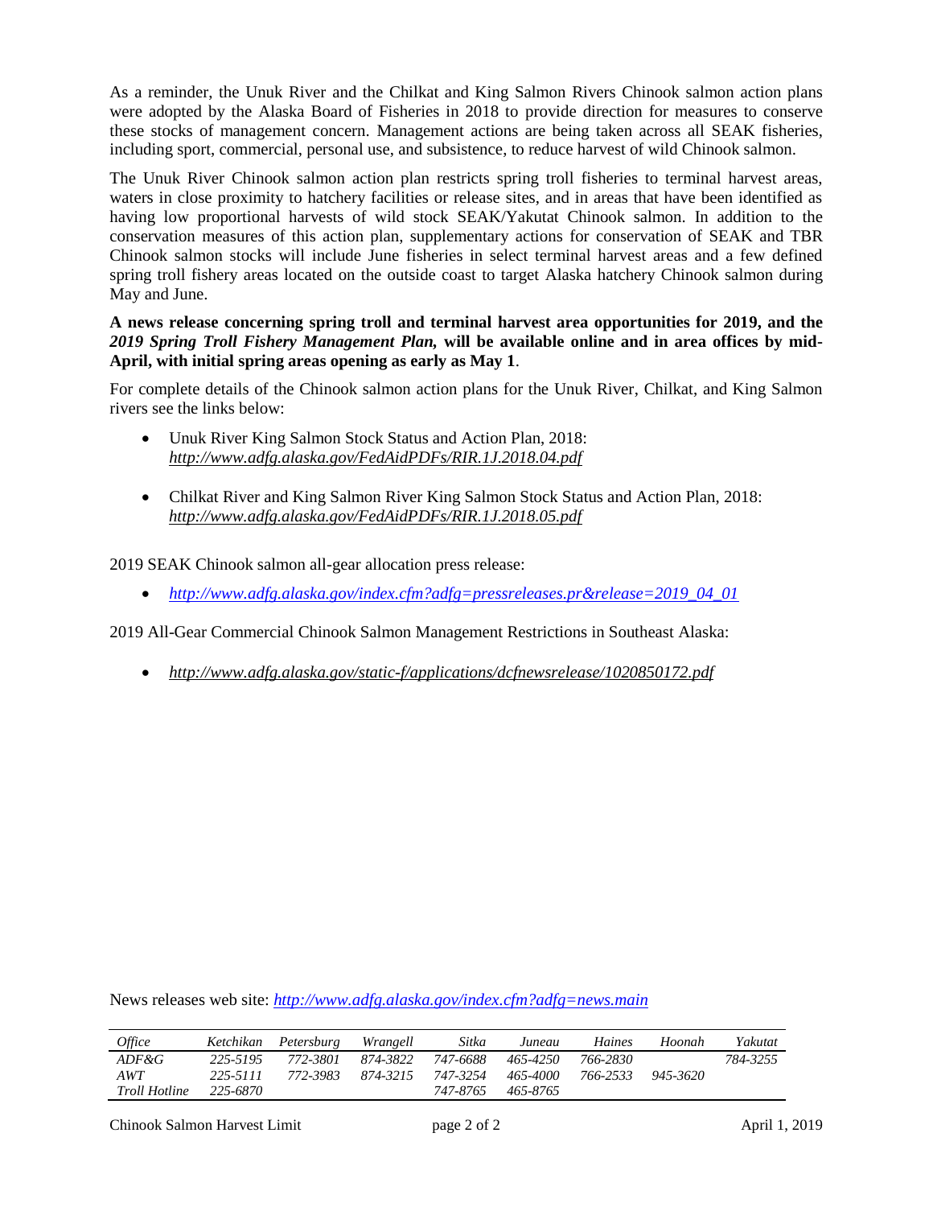As a reminder, the Unuk River and the Chilkat and King Salmon Rivers Chinook salmon action plans were adopted by the Alaska Board of Fisheries in 2018 to provide direction for measures to conserve these stocks of management concern. Management actions are being taken across all SEAK fisheries, including sport, commercial, personal use, and subsistence, to reduce harvest of wild Chinook salmon.

The Unuk River Chinook salmon action plan restricts spring troll fisheries to terminal harvest areas, waters in close proximity to hatchery facilities or release sites, and in areas that have been identified as having low proportional harvests of wild stock SEAK/Yakutat Chinook salmon. In addition to the conservation measures of this action plan, supplementary actions for conservation of SEAK and TBR Chinook salmon stocks will include June fisheries in select terminal harvest areas and a few defined spring troll fishery areas located on the outside coast to target Alaska hatchery Chinook salmon during May and June.

**A news release concerning spring troll and terminal harvest area opportunities for 2019, and the *2019 Spring Troll Fishery Management Plan,* will be available online and in area offices by mid-April, with initial spring areas opening as early as May 1**.

For complete details of the Chinook salmon action plans for the Unuk River, Chilkat, and King Salmon rivers see the links below:

- Unuk River King Salmon Stock Status and Action Plan, 2018: *http://www.adfg.alaska.gov/FedAidPDFs/RIR.1J.2018.04.pdf*

- Chilkat River and King Salmon River King Salmon Stock Status and Action Plan, 2018: *http://www.adfg.alaska.gov/FedAidPDFs/RIR.1J.2018.05.pdf*

2019 SEAK Chinook salmon all-gear allocation press release:

- *http://www.adfg.alaska.gov/index.cfm?adfg=pressreleases.pr&release=2019_04_01*

2019 All-Gear Commercial Chinook Salmon Management Restrictions in Southeast Alaska:

- *http://www.adfg.alaska.gov/static-f/applications/dcfnewsrelease/1020850172.pdf*

News releases web site: *http://www.adfg.alaska.gov/index.cfm?adfg=news.main*

| *Office* | *Ketchikan* | *Petersburg* | *Wrangell* | *Sitka* | *Juneau* | *Haines* | *Hoonah* | *Yakutat* |
|---|---|---|---|---|---|---|---|---|
| *ADF&G* | *225-5195* | *772-3801* | *874-3822* | *747-6688* | *465-4250* | *766-2830* | | *784-3255* |
| *AWT* | *225-5111* | *772-3983* | *874-3215* | *747-3254* | *465-4000* | *766-2533* | *945-3620* | |
| *Troll Hotline* | *225-6870* | | | *747-8765* | *465-8765* | | | |